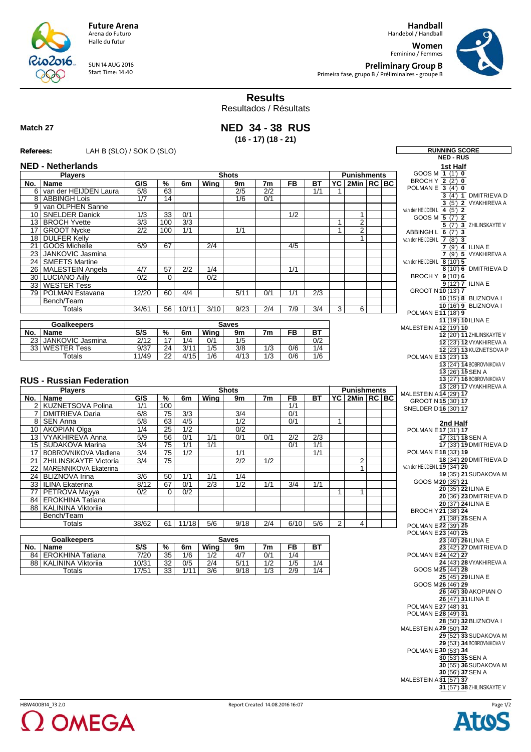**Future Arena**
Arena do Futuro
Halle du futur

SUN 14 AUG 2016
Start Time: 14:40

**Handball**
Handebol / Handball

**Women**
Feminino / Femmes

**Preliminary Group B**
Primeira fase, grupo B / Préliminaires - groupe B

# Results
Resultados / Résultats

**Match 27**

## NED 34 - 38 RUS
**(16 - 17) (18 - 21)**

**Referees:** LAH B (SLO) / SOK D (SLO)

### NED - Netherlands

| No. | Name | G/S | % | 6m | Wing | 9m | 7m | FB | BT | YC | 2Min | RC | BC |
|---|---|---|---|---|---|---|---|---|---|---|---|---|---|
| | **Players** | | | **Shots** | | | | | | **Punishments** | | | |
| 6 | van der HEIJDEN Laura | 5/8 | 63 | | | 2/5 | 2/2 | | 1/1 | 1 | | | |
| 8 | ABBINGH Lois | 1/7 | 14 | | | 1/6 | 0/1 | | | | | | |
| 9 | van OLPHEN Sanne | | | | | | | | | | | | |
| 10 | SNELDER Danick | 1/3 | 33 | 0/1 | | | | 1/2 | | | 1 | | |
| 13 | BROCH Yvette | 3/3 | 100 | 3/3 | | | | | | 1 | 2 | | |
| 17 | GROOT Nycke | 2/2 | 100 | 1/1 | | 1/1 | | | | 1 | 2 | | |
| 18 | DULFER Kelly | | | | | | | | | | 1 | | |
| 21 | GOOS Michelle | 6/9 | 67 | | 2/4 | | | 4/5 | | | | | |
| 23 | JANKOVIC Jasmina | | | | | | | | | | | | |
| 24 | SMEETS Martine | | | | | | | | | | | | |
| 26 | MALESTEIN Angela | 4/7 | 57 | 2/2 | 1/4 | | | 1/1 | | | | | |
| 30 | LUCIANO Ailly | 0/2 | 0 | | 0/2 | | | | | | | | |
| 33 | WESTER Tess | | | | | | | | | | | | |
| 79 | POLMAN Estavana | 12/20 | 60 | 4/4 | | 5/11 | 0/1 | 1/1 | 2/3 | | | | |
| | Bench/Team | | | | | | | | | | | | |
| | Totals | 34/61 | 56 | 10/11 | 3/10 | 9/23 | 2/4 | 7/9 | 3/4 | 3 | 6 | | |

| No. | Name | S/S | % | 6m | Wing | 9m | 7m | FB | BT |
|---|---|---|---|---|---|---|---|---|---|
| | **Goalkeepers** | | | **Saves** | | | | | |
| 23 | JANKOVIC Jasmina | 2/12 | 17 | 1/4 | 0/1 | 1/5 | | | 0/2 |
| 33 | WESTER Tess | 9/37 | 24 | 3/11 | 1/5 | 3/8 | 1/3 | 0/6 | 1/4 |
| | Totals | 11/49 | 22 | 4/15 | 1/6 | 4/13 | 1/3 | 0/6 | 1/6 |

### RUS - Russian Federation

| No. | Name | G/S | % | 6m | Wing | 9m | 7m | FB | BT | YC | 2Min | RC | BC |
|---|---|---|---|---|---|---|---|---|---|---|---|---|---|
| | **Players** | | | **Shots** | | | | | | **Punishments** | | | |
| 2 | KUZNETSOVA Polina | 1/1 | 100 | | | | | 1/1 | | | | | |
| 7 | DMITRIEVA Daria | 6/8 | 75 | 3/3 | | 3/4 | | 0/1 | | | | | |
| 8 | SEN Anna | 5/8 | 63 | 4/5 | | 1/2 | | 0/1 | | 1 | | | |
| 10 | AKOPIAN Olga | 1/4 | 25 | 1/2 | | 0/2 | | | | | | | |
| 13 | VYAKHIREVA Anna | 5/9 | 56 | 0/1 | 1/1 | 0/1 | 0/1 | 2/2 | 2/3 | | | | |
| 15 | SUDAKOVA Marina | 3/4 | 75 | 1/1 | 1/1 | | | 0/1 | 1/1 | | | | |
| 17 | BOBROVNIKOVA Vladlena | 3/4 | 75 | 1/2 | | 1/1 | | | 1/1 | | | | |
| 21 | ZHILINSKAYTE Victoria | 3/4 | 75 | | | 2/2 | 1/2 | | | | 2 | | |
| 22 | MARENNIKOVA Ekaterina | | | | | | | | | | 1 | | |
| 24 | BLIZNOVA Irina | 3/6 | 50 | 1/1 | 1/1 | 1/4 | | | | | | | |
| 33 | ILINA Ekaterina | 8/12 | 67 | 0/1 | 2/3 | 1/2 | 1/1 | 3/4 | 1/1 | | | | |
| 77 | PETROVA Mayya | 0/2 | 0 | 0/2 | | | | | | 1 | 1 | | |
| 84 | EROKHINA Tatiana | | | | | | | | | | | | |
| 88 | KALININA Viktoriia | | | | | | | | | | | | |
| | Bench/Team | | | | | | | | | | | | |
| | Totals | 38/62 | 61 | 11/18 | 5/6 | 9/18 | 2/4 | 6/10 | 5/6 | 2 | 4 | | |

| No. | Name | S/S | % | 6m | Wing | 9m | 7m | FB | BT |
|---|---|---|---|---|---|---|---|---|---|
| | **Goalkeepers** | | | **Saves** | | | | | |
| 84 | EROKHINA Tatiana | 7/20 | 35 | 1/6 | 1/2 | 4/7 | 0/1 | 1/4 | |
| 88 | KALININA Viktoriia | 10/31 | 32 | 0/5 | 2/4 | 5/11 | 1/2 | 1/5 | 1/4 |
| | Totals | 17/51 | 33 | 1/11 | 3/6 | 9/18 | 1/3 | 2/9 | 1/4 |

### RUNNING SCORE
**NED - RUS**

**1st Half**

| NED | Score (Time) | RUS |
|---|---|---|
| GOOS M | 1 (1') 0 | |
| BROCH Y | 2 (2') 0 | |
| POLMAN E | 3 (4') 0 | |
| | 3 (4') 1 | DMITRIEVA D |
| | 3 (5') 2 | VYAKHIREVA A |
| van der HEIJDEN L | 4 (5') 2 | |
| GOOS M | 5 (7') 2 | |
| | 5 (7') 3 | ZHILINSKAYTE V |
| ABBINGH L | 6 (7') 3 | |
| van der HEIJDEN L | 7 (8') 3 | |
| | 7 (9') 4 | ILINA E |
| | 7 (9') 5 | VYAKHIREVA A |
| van der HEIJDEN L | 8 (10') 5 | |
| | 8 (10') 6 | DMITRIEVA D |
| BROCH Y | 9 (10') 6 | |
| | 9 (12') 7 | ILINA E |
| GROOT N | 10 (13') 7 | |
| | 10 (15') 8 | BLIZNOVA I |
| | 10 (16') 9 | BLIZNOVA I |
| POLMAN E | 11 (18') 9 | |
| | 11 (19') 10 | ILINA E |
| MALESTEIN A | 12 (19') 10 | |
| | 12 (20') 11 | ZHILINSKAYTE V |
| | 12 (23') 12 | VYAKHIREVA A |
| | 12 (23') 13 | KUZNETSOVA P |
| POLMAN E | 13 (23') 13 | |
| | 13 (24') 14 | BOBROVNIKOVA V |
| | 13 (26') 15 | SEN A |
| | 13 (27') 16 | BOBROVNIKOVA V |
| | 13 (28') 17 | VYAKHIREVA A |
| MALESTEIN A | 14 (29') 17 | |
| GROOT N | 15 (30') 17 | |
| SNELDER D | 16 (30') 17 | |

**2nd Half**

| NED | Score (Time) | RUS |
|---|---|---|
| POLMAN E | 17 (31') 17 | |
| | 17 (31') 18 | SEN A |
| | 17 (33') 19 | DMITRIEVA D |
| POLMAN E | 18 (33') 19 | |
| | 18 (34') 20 | DMITRIEVA D |
| van der HEIJDEN L | 19 (34') 20 | |
| | 19 (35') 21 | SUDAKOVA M |
| GOOS M | 20 (35') 21 | |
| | 20 (35') 22 | ILINA E |
| | 20 (36') 23 | DMITRIEVA D |
| | 20 (37') 24 | ILINA E |
| BROCH Y | 21 (38') 24 | |
| | 21 (38') 25 | SEN A |
| POLMAN E | 22 (39') 25 | |
| POLMAN E | 23 (40') 25 | |
| | 23 (40') 26 | ILINA E |
| | 23 (42') 27 | DMITRIEVA D |
| POLMAN E | 24 (42') 27 | |
| | 24 (43') 28 | VYAKHIREVA A |
| GOOS M | 25 (44') 28 | |
| | 25 (45') 29 | ILINA E |
| GOOS M | 26 (46') 29 | |
| | 26 (46') 30 | AKOPIAN O |
| | 26 (47') 31 | ILINA E |
| POLMAN E | 27 (48') 31 | |
| POLMAN E | 28 (49') 31 | |
| | 28 (50') 32 | BLIZNOVA I |
| MALESTEIN A | 29 (50') 32 | |
| | 29 (52') 33 | SUDAKOVA M |
| | 29 (53') 34 | BOBROVNIKOVA V |
| POLMAN E | 30 (53') 34 | |
| | 30 (53') 35 | SEN A |
| | 30 (55') 36 | SUDAKOVA M |
| | 30 (56') 37 | SEN A |
| MALESTEIN A | 31 (57') 37 | |
| | 31 (57') 38 | ZHILINSKAYTE V |

HBW400B14_73 2.0 — Report Created 14.08.2016 16:07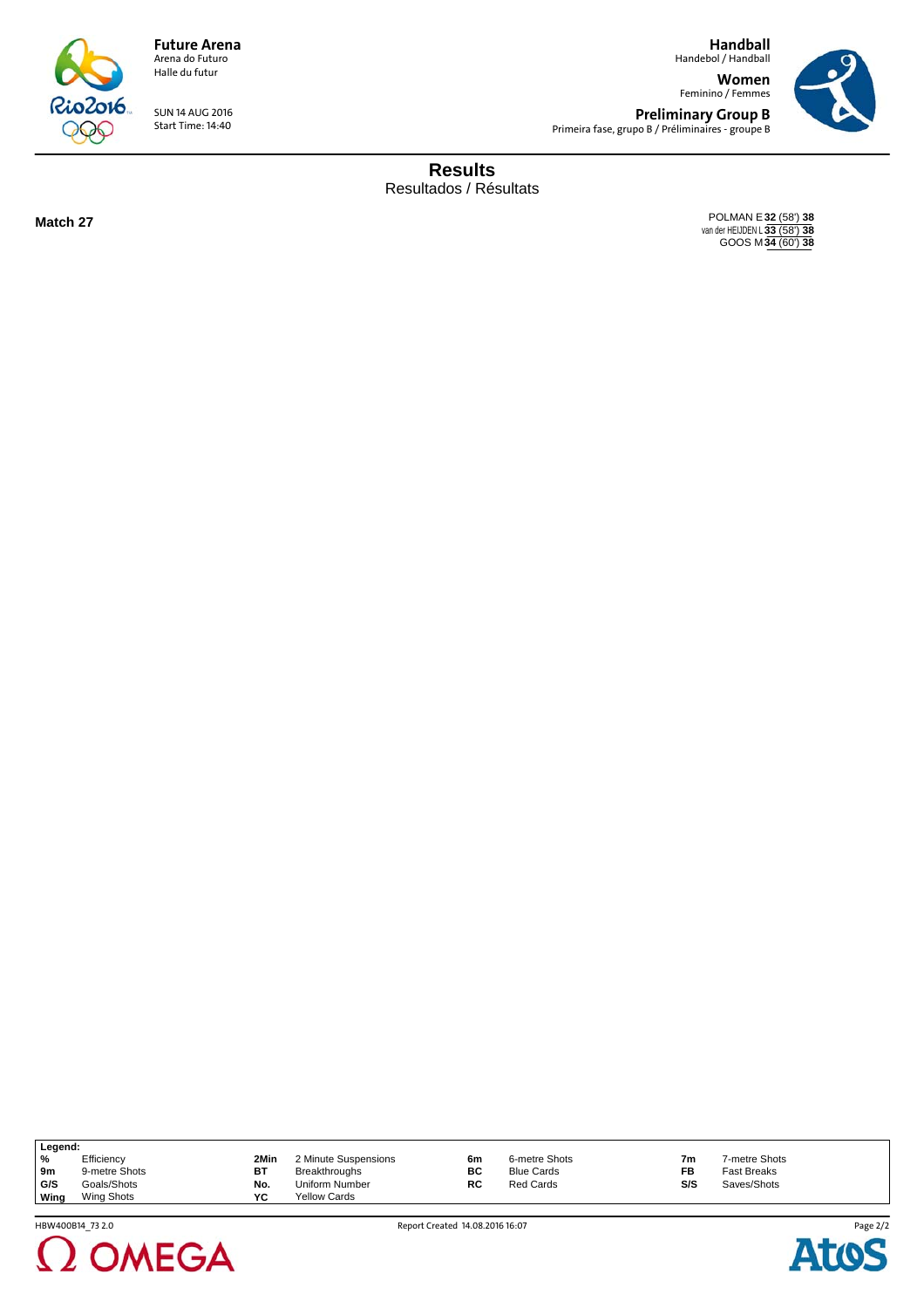## Results

Resultados / Résultats

**Match 27**

POLMAN E **32** (58') **38**
van der HEIJDEN L **33** (58') **38**
GOOS M **34** (60') **38**

| Legend: | | | | | | | |
|---|---|---|---|---|---|---|---|
| % | Efficiency | 2Min | 2 Minute Suspensions | 6m | 6-metre Shots | 7m | 7-metre Shots |
| 9m | 9-metre Shots | BT | Breakthroughs | BC | Blue Cards | FB | Fast Breaks |
| G/S | Goals/Shots | No. | Uniform Number | RC | Red Cards | S/S | Saves/Shots |
| Wing | Wing Shots | YC | Yellow Cards | | | | |

HBW400B14_73 2.0

Report Created 14.08.2016 16:07